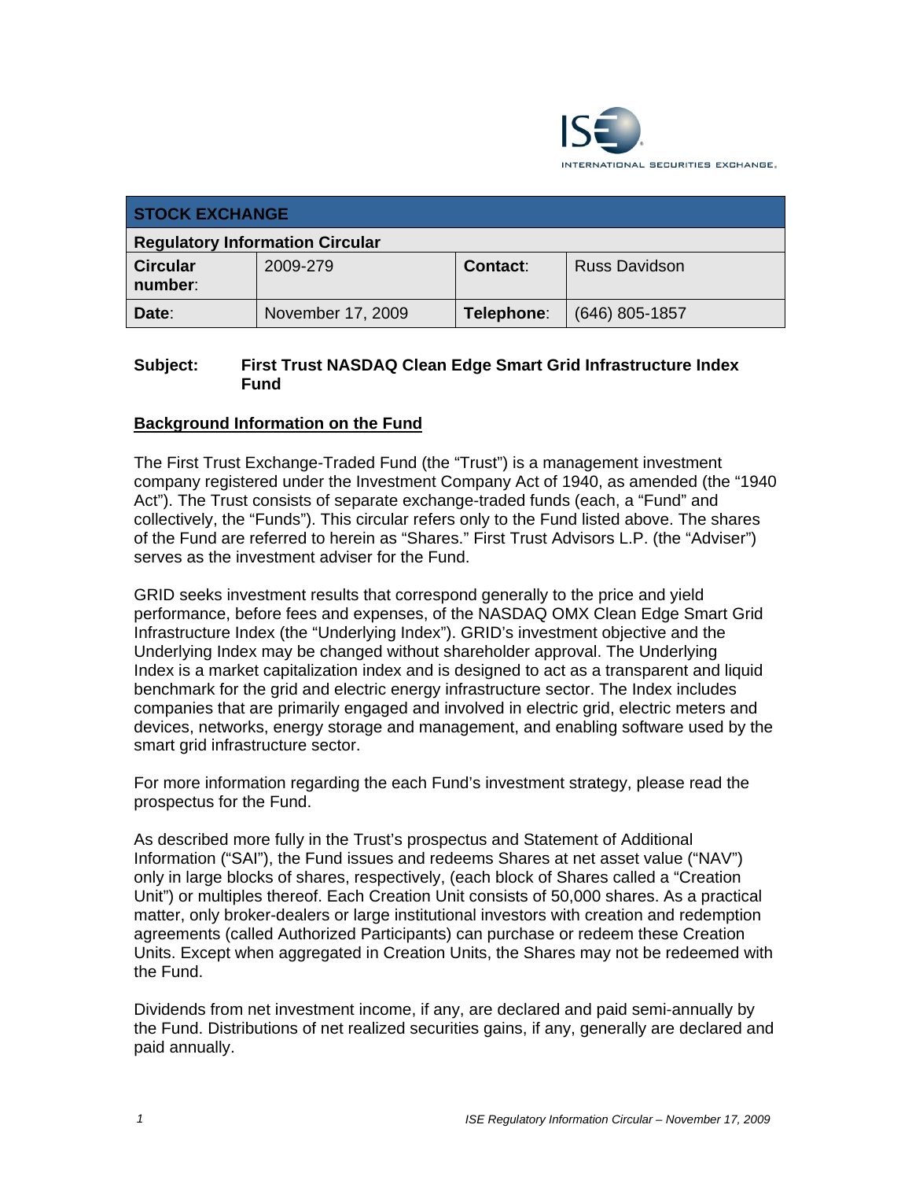ISE INTERNATIONAL SECURITIES EXCHANGE.

| STOCK EXCHANGE | | | |
|---|---|---|---|
| **Regulatory Information Circular** | | | |
| **Circular number:** | 2009-279 | **Contact:** | Russ Davidson |
| **Date:** | November 17, 2009 | **Telephone:** | (646) 805-1857 |

**Subject: First Trust NASDAQ Clean Edge Smart Grid Infrastructure Index Fund**

## Background Information on the Fund

The First Trust Exchange-Traded Fund (the "Trust") is a management investment company registered under the Investment Company Act of 1940, as amended (the "1940 Act"). The Trust consists of separate exchange-traded funds (each, a "Fund" and collectively, the "Funds"). This circular refers only to the Fund listed above. The shares of the Fund are referred to herein as "Shares." First Trust Advisors L.P. (the "Adviser") serves as the investment adviser for the Fund.

GRID seeks investment results that correspond generally to the price and yield performance, before fees and expenses, of the NASDAQ OMX Clean Edge Smart Grid Infrastructure Index (the "Underlying Index"). GRID's investment objective and the Underlying Index may be changed without shareholder approval. The Underlying Index is a market capitalization index and is designed to act as a transparent and liquid benchmark for the grid and electric energy infrastructure sector. The Index includes companies that are primarily engaged and involved in electric grid, electric meters and devices, networks, energy storage and management, and enabling software used by the smart grid infrastructure sector.

For more information regarding the each Fund's investment strategy, please read the prospectus for the Fund.

As described more fully in the Trust's prospectus and Statement of Additional Information ("SAI"), the Fund issues and redeems Shares at net asset value ("NAV") only in large blocks of shares, respectively, (each block of Shares called a "Creation Unit") or multiples thereof. Each Creation Unit consists of 50,000 shares. As a practical matter, only broker-dealers or large institutional investors with creation and redemption agreements (called Authorized Participants) can purchase or redeem these Creation Units. Except when aggregated in Creation Units, the Shares may not be redeemed with the Fund.

Dividends from net investment income, if any, are declared and paid semi-annually by the Fund. Distributions of net realized securities gains, if any, generally are declared and paid annually.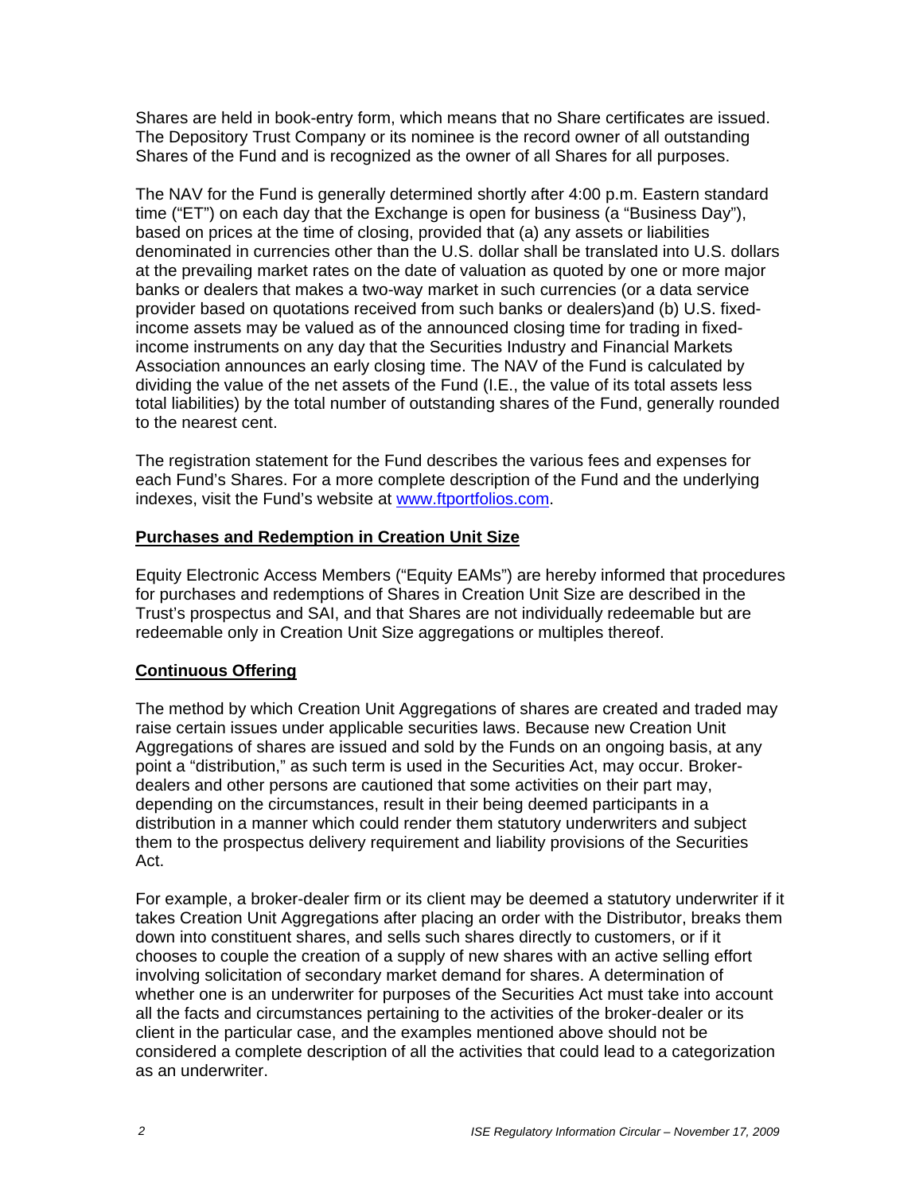Shares are held in book-entry form, which means that no Share certificates are issued. The Depository Trust Company or its nominee is the record owner of all outstanding Shares of the Fund and is recognized as the owner of all Shares for all purposes.

The NAV for the Fund is generally determined shortly after 4:00 p.m. Eastern standard time ("ET") on each day that the Exchange is open for business (a "Business Day"), based on prices at the time of closing, provided that (a) any assets or liabilities denominated in currencies other than the U.S. dollar shall be translated into U.S. dollars at the prevailing market rates on the date of valuation as quoted by one or more major banks or dealers that makes a two-way market in such currencies (or a data service provider based on quotations received from such banks or dealers)and (b) U.S. fixed-income assets may be valued as of the announced closing time for trading in fixed-income instruments on any day that the Securities Industry and Financial Markets Association announces an early closing time. The NAV of the Fund is calculated by dividing the value of the net assets of the Fund (I.E., the value of its total assets less total liabilities) by the total number of outstanding shares of the Fund, generally rounded to the nearest cent.

The registration statement for the Fund describes the various fees and expenses for each Fund's Shares. For a more complete description of the Fund and the underlying indexes, visit the Fund's website at www.ftportfolios.com.

## Purchases and Redemption in Creation Unit Size

Equity Electronic Access Members ("Equity EAMs") are hereby informed that procedures for purchases and redemptions of Shares in Creation Unit Size are described in the Trust's prospectus and SAI, and that Shares are not individually redeemable but are redeemable only in Creation Unit Size aggregations or multiples thereof.

## Continuous Offering

The method by which Creation Unit Aggregations of shares are created and traded may raise certain issues under applicable securities laws. Because new Creation Unit Aggregations of shares are issued and sold by the Funds on an ongoing basis, at any point a "distribution," as such term is used in the Securities Act, may occur. Broker-dealers and other persons are cautioned that some activities on their part may, depending on the circumstances, result in their being deemed participants in a distribution in a manner which could render them statutory underwriters and subject them to the prospectus delivery requirement and liability provisions of the Securities Act.

For example, a broker-dealer firm or its client may be deemed a statutory underwriter if it takes Creation Unit Aggregations after placing an order with the Distributor, breaks them down into constituent shares, and sells such shares directly to customers, or if it chooses to couple the creation of a supply of new shares with an active selling effort involving solicitation of secondary market demand for shares. A determination of whether one is an underwriter for purposes of the Securities Act must take into account all the facts and circumstances pertaining to the activities of the broker-dealer or its client in the particular case, and the examples mentioned above should not be considered a complete description of all the activities that could lead to a categorization as an underwriter.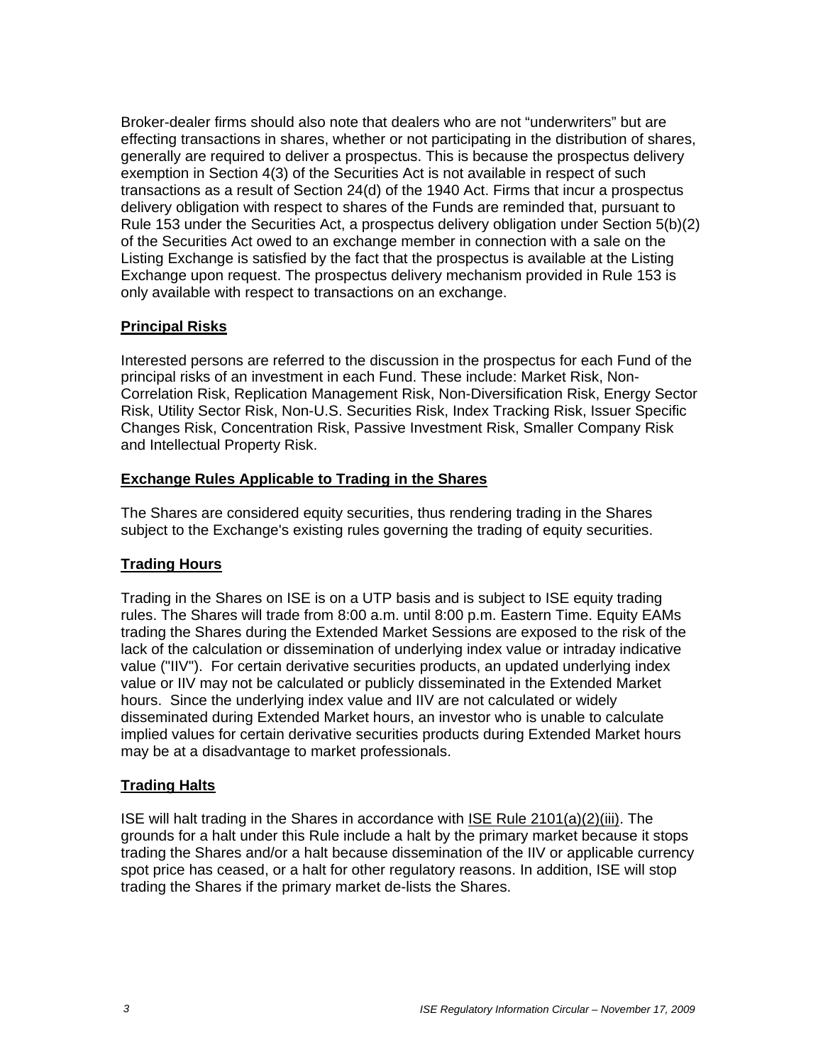Broker-dealer firms should also note that dealers who are not "underwriters" but are effecting transactions in shares, whether or not participating in the distribution of shares, generally are required to deliver a prospectus. This is because the prospectus delivery exemption in Section 4(3) of the Securities Act is not available in respect of such transactions as a result of Section 24(d) of the 1940 Act. Firms that incur a prospectus delivery obligation with respect to shares of the Funds are reminded that, pursuant to Rule 153 under the Securities Act, a prospectus delivery obligation under Section 5(b)(2) of the Securities Act owed to an exchange member in connection with a sale on the Listing Exchange is satisfied by the fact that the prospectus is available at the Listing Exchange upon request. The prospectus delivery mechanism provided in Rule 153 is only available with respect to transactions on an exchange.

## Principal Risks

Interested persons are referred to the discussion in the prospectus for each Fund of the principal risks of an investment in each Fund. These include: Market Risk, Non-Correlation Risk, Replication Management Risk, Non-Diversification Risk, Energy Sector Risk, Utility Sector Risk, Non-U.S. Securities Risk, Index Tracking Risk, Issuer Specific Changes Risk, Concentration Risk, Passive Investment Risk, Smaller Company Risk and Intellectual Property Risk.

## Exchange Rules Applicable to Trading in the Shares

The Shares are considered equity securities, thus rendering trading in the Shares subject to the Exchange's existing rules governing the trading of equity securities.

## Trading Hours

Trading in the Shares on ISE is on a UTP basis and is subject to ISE equity trading rules. The Shares will trade from 8:00 a.m. until 8:00 p.m. Eastern Time. Equity EAMs trading the Shares during the Extended Market Sessions are exposed to the risk of the lack of the calculation or dissemination of underlying index value or intraday indicative value ("IIV"). For certain derivative securities products, an updated underlying index value or IIV may not be calculated or publicly disseminated in the Extended Market hours. Since the underlying index value and IIV are not calculated or widely disseminated during Extended Market hours, an investor who is unable to calculate implied values for certain derivative securities products during Extended Market hours may be at a disadvantage to market professionals.

## Trading Halts

ISE will halt trading in the Shares in accordance with ISE Rule 2101(a)(2)(iii). The grounds for a halt under this Rule include a halt by the primary market because it stops trading the Shares and/or a halt because dissemination of the IIV or applicable currency spot price has ceased, or a halt for other regulatory reasons. In addition, ISE will stop trading the Shares if the primary market de-lists the Shares.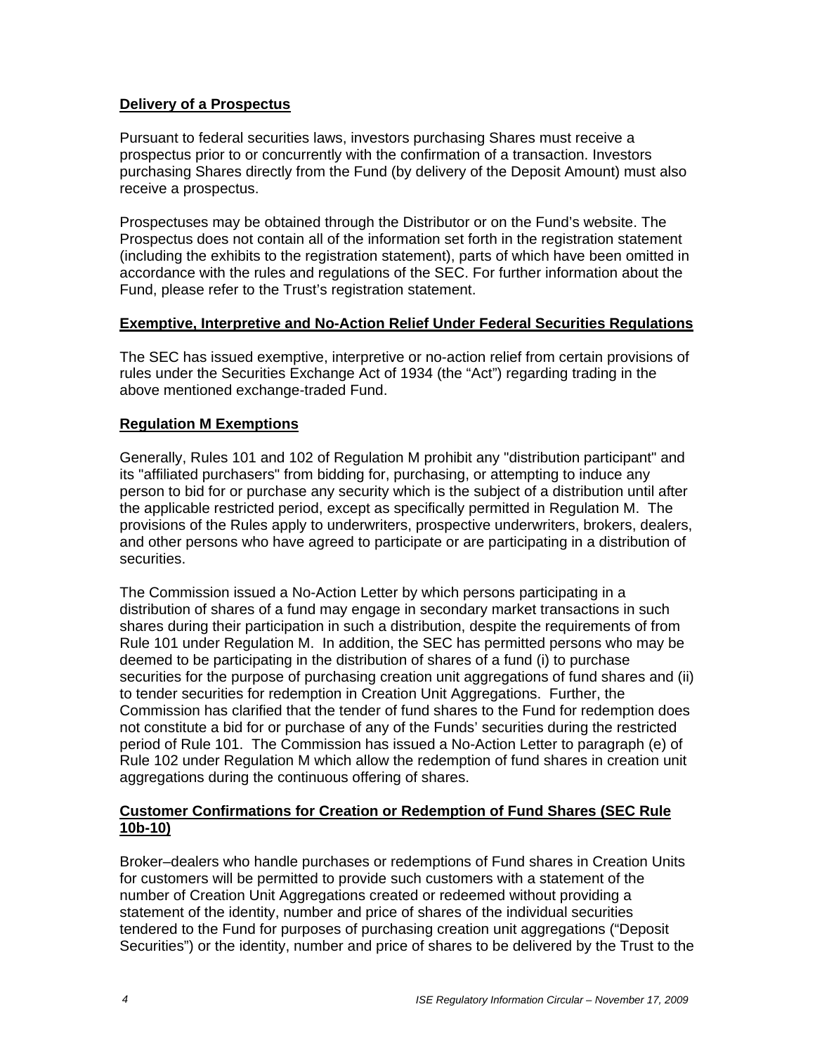## Delivery of a Prospectus

Pursuant to federal securities laws, investors purchasing Shares must receive a prospectus prior to or concurrently with the confirmation of a transaction. Investors purchasing Shares directly from the Fund (by delivery of the Deposit Amount) must also receive a prospectus.

Prospectuses may be obtained through the Distributor or on the Fund's website. The Prospectus does not contain all of the information set forth in the registration statement (including the exhibits to the registration statement), parts of which have been omitted in accordance with the rules and regulations of the SEC. For further information about the Fund, please refer to the Trust's registration statement.

## Exemptive, Interpretive and No-Action Relief Under Federal Securities Regulations

The SEC has issued exemptive, interpretive or no-action relief from certain provisions of rules under the Securities Exchange Act of 1934 (the "Act") regarding trading in the above mentioned exchange-traded Fund.

## Regulation M Exemptions

Generally, Rules 101 and 102 of Regulation M prohibit any "distribution participant" and its "affiliated purchasers" from bidding for, purchasing, or attempting to induce any person to bid for or purchase any security which is the subject of a distribution until after the applicable restricted period, except as specifically permitted in Regulation M. The provisions of the Rules apply to underwriters, prospective underwriters, brokers, dealers, and other persons who have agreed to participate or are participating in a distribution of securities.

The Commission issued a No-Action Letter by which persons participating in a distribution of shares of a fund may engage in secondary market transactions in such shares during their participation in such a distribution, despite the requirements of from Rule 101 under Regulation M. In addition, the SEC has permitted persons who may be deemed to be participating in the distribution of shares of a fund (i) to purchase securities for the purpose of purchasing creation unit aggregations of fund shares and (ii) to tender securities for redemption in Creation Unit Aggregations. Further, the Commission has clarified that the tender of fund shares to the Fund for redemption does not constitute a bid for or purchase of any of the Funds' securities during the restricted period of Rule 101. The Commission has issued a No-Action Letter to paragraph (e) of Rule 102 under Regulation M which allow the redemption of fund shares in creation unit aggregations during the continuous offering of shares.

## Customer Confirmations for Creation or Redemption of Fund Shares (SEC Rule 10b-10)

Broker–dealers who handle purchases or redemptions of Fund shares in Creation Units for customers will be permitted to provide such customers with a statement of the number of Creation Unit Aggregations created or redeemed without providing a statement of the identity, number and price of shares of the individual securities tendered to the Fund for purposes of purchasing creation unit aggregations ("Deposit Securities") or the identity, number and price of shares to be delivered by the Trust to the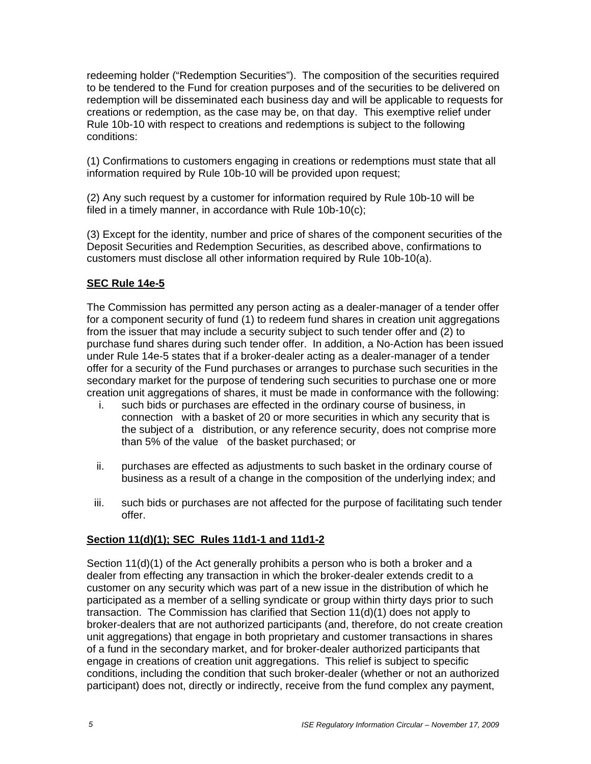redeeming holder ("Redemption Securities"). The composition of the securities required to be tendered to the Fund for creation purposes and of the securities to be delivered on redemption will be disseminated each business day and will be applicable to requests for creations or redemption, as the case may be, on that day. This exemptive relief under Rule 10b-10 with respect to creations and redemptions is subject to the following conditions:

(1) Confirmations to customers engaging in creations or redemptions must state that all information required by Rule 10b-10 will be provided upon request;

(2) Any such request by a customer for information required by Rule 10b-10 will be filed in a timely manner, in accordance with Rule 10b-10(c);

(3) Except for the identity, number and price of shares of the component securities of the Deposit Securities and Redemption Securities, as described above, confirmations to customers must disclose all other information required by Rule 10b-10(a).

## SEC Rule 14e-5

The Commission has permitted any person acting as a dealer-manager of a tender offer for a component security of fund (1) to redeem fund shares in creation unit aggregations from the issuer that may include a security subject to such tender offer and (2) to purchase fund shares during such tender offer. In addition, a No-Action has been issued under Rule 14e-5 states that if a broker-dealer acting as a dealer-manager of a tender offer for a security of the Fund purchases or arranges to purchase such securities in the secondary market for the purpose of tendering such securities to purchase one or more creation unit aggregations of shares, it must be made in conformance with the following:

i. such bids or purchases are effected in the ordinary course of business, in connection with a basket of 20 or more securities in which any security that is the subject of a distribution, or any reference security, does not comprise more than 5% of the value of the basket purchased; or

ii. purchases are effected as adjustments to such basket in the ordinary course of business as a result of a change in the composition of the underlying index; and

iii. such bids or purchases are not affected for the purpose of facilitating such tender offer.

## Section 11(d)(1); SEC Rules 11d1-1 and 11d1-2

Section 11(d)(1) of the Act generally prohibits a person who is both a broker and a dealer from effecting any transaction in which the broker-dealer extends credit to a customer on any security which was part of a new issue in the distribution of which he participated as a member of a selling syndicate or group within thirty days prior to such transaction. The Commission has clarified that Section 11(d)(1) does not apply to broker-dealers that are not authorized participants (and, therefore, do not create creation unit aggregations) that engage in both proprietary and customer transactions in shares of a fund in the secondary market, and for broker-dealer authorized participants that engage in creations of creation unit aggregations. This relief is subject to specific conditions, including the condition that such broker-dealer (whether or not an authorized participant) does not, directly or indirectly, receive from the fund complex any payment,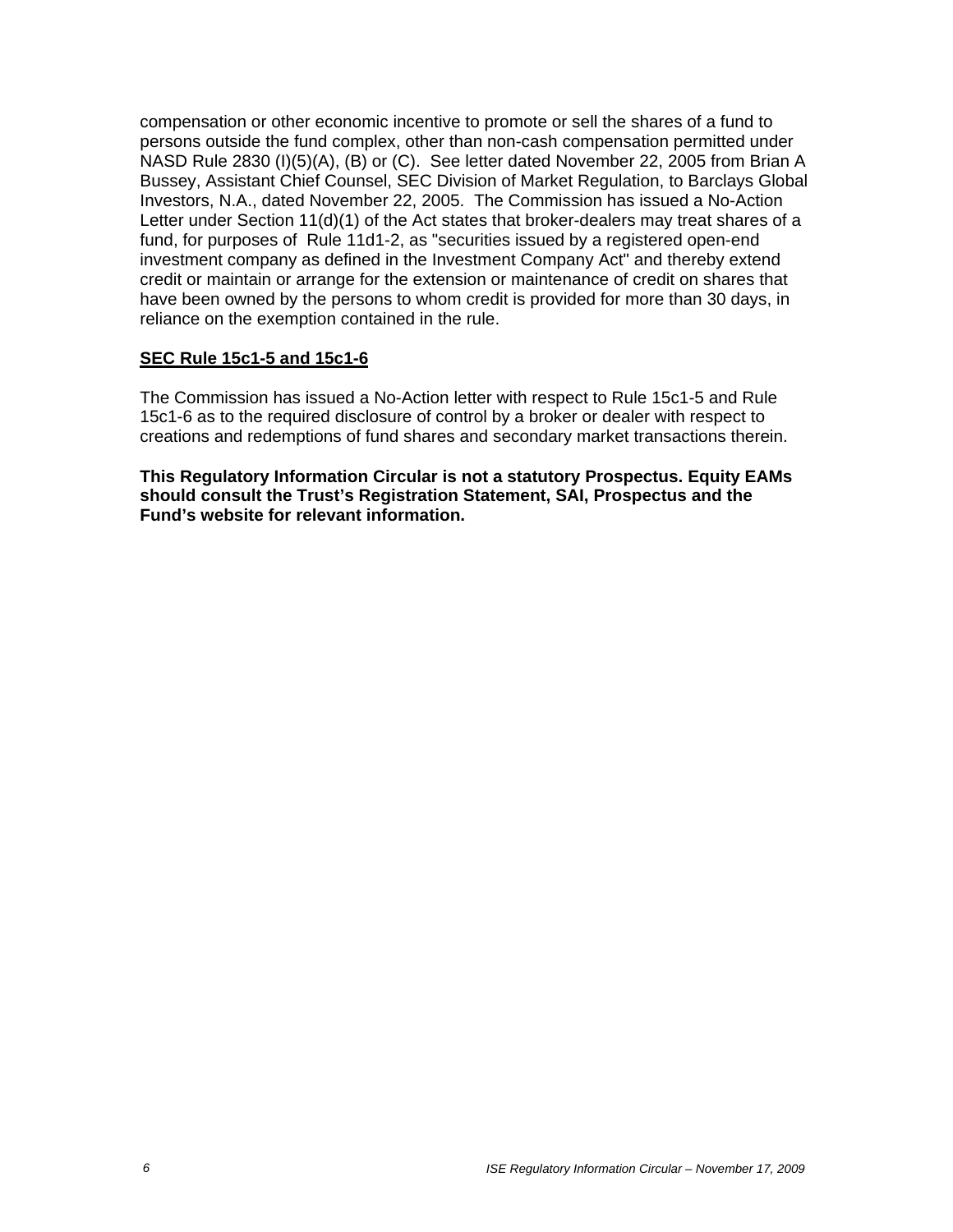compensation or other economic incentive to promote or sell the shares of a fund to persons outside the fund complex, other than non-cash compensation permitted under NASD Rule 2830 (I)(5)(A), (B) or (C). See letter dated November 22, 2005 from Brian A Bussey, Assistant Chief Counsel, SEC Division of Market Regulation, to Barclays Global Investors, N.A., dated November 22, 2005. The Commission has issued a No-Action Letter under Section 11(d)(1) of the Act states that broker-dealers may treat shares of a fund, for purposes of Rule 11d1-2, as "securities issued by a registered open-end investment company as defined in the Investment Company Act" and thereby extend credit or maintain or arrange for the extension or maintenance of credit on shares that have been owned by the persons to whom credit is provided for more than 30 days, in reliance on the exemption contained in the rule.

**SEC Rule 15c1-5 and 15c1-6**

The Commission has issued a No-Action letter with respect to Rule 15c1-5 and Rule 15c1-6 as to the required disclosure of control by a broker or dealer with respect to creations and redemptions of fund shares and secondary market transactions therein.

**This Regulatory Information Circular is not a statutory Prospectus. Equity EAMs should consult the Trust's Registration Statement, SAI, Prospectus and the Fund's website for relevant information.**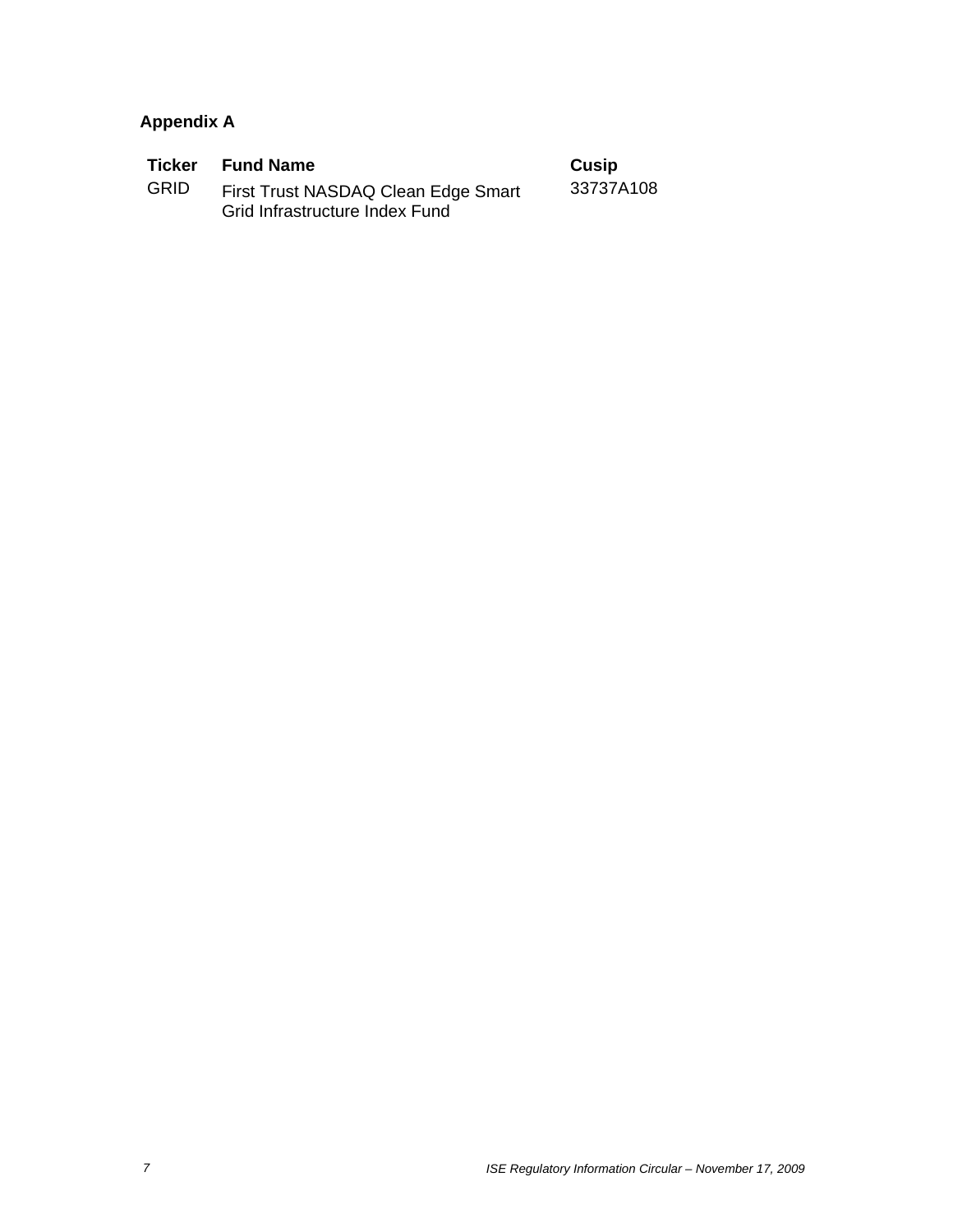## Appendix A

| Ticker | Fund Name | Cusip |
|---|---|---|
| GRID | First Trust NASDAQ Clean Edge Smart Grid Infrastructure Index Fund | 33737A108 |